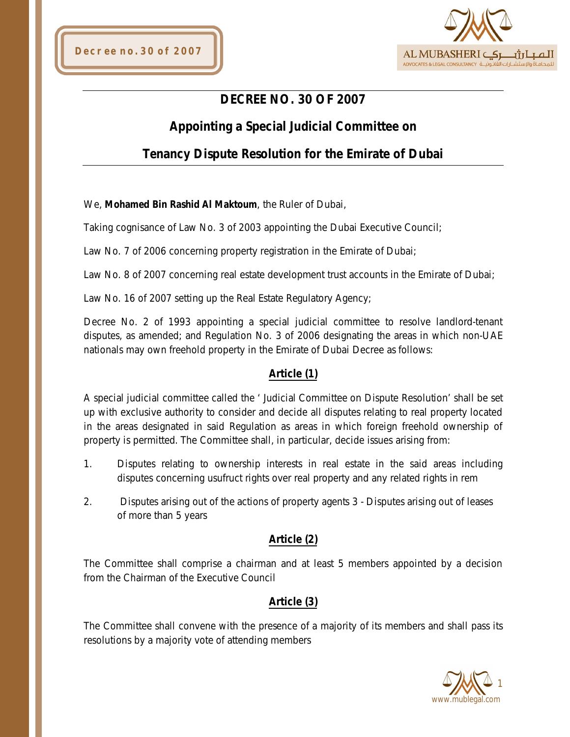# DECREE NO. 30 OF 2007

## Appointing a Special Judicial Committee on

## Tenancy Dispute Resolution for the Emirate of Dubai

We, **Mohamed Bin Rashid Al Maktoum**, the Ruler of Dubai,

Taking cognisance of Law No. 3 of 2003 appointing the Dubai Executive Council;

Law No. 7 of 2006 concerning property registration in the Emirate of Dubai;

Law No. 8 of 2007 concerning real estate development trust accounts in the Emirate of Dubai;

Law No. 16 of 2007 setting up the Real Estate Regulatory Agency;

Decree No. 2 of 1993 appointing a special judicial committee to resolve landlord-tenant disputes, as amended; and Regulation No. 3 of 2006 designating the areas in which non-UAE nationals may own freehold property in the Emirate of Dubai Decree as follows:

### Article (1)

A special judicial committee called the ' Judicial Committee on Dispute Resolution' shall be set up with exclusive authority to consider and decide all disputes relating to real property located in the areas designated in said Regulation as areas in which foreign freehold ownership of property is permitted. The Committee shall, in particular, decide issues arising from:

1. Disputes relating to ownership interests in real estate in the said areas including disputes concerning usufruct rights over real property and any related rights in rem
2. Disputes arising out of the actions of property agents 3 - Disputes arising out of leases of more than 5 years

### Article (2)

The Committee shall comprise a chairman and at least 5 members appointed by a decision from the Chairman of the Executive Council

### Article (3)

The Committee shall convene with the presence of a majority of its members and shall pass its resolutions by a majority vote of attending members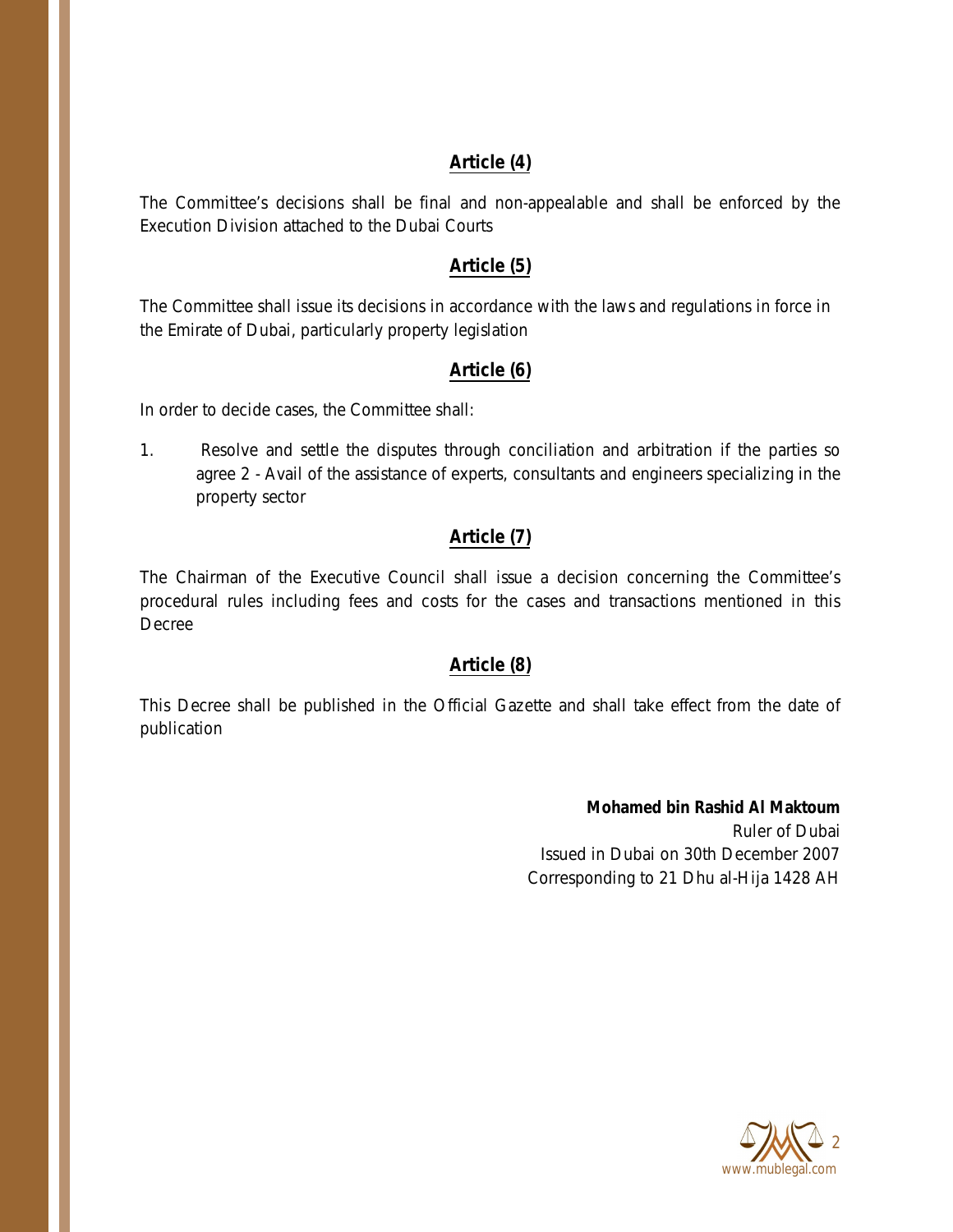## Article (4)

The Committee's decisions shall be final and non-appealable and shall be enforced by the Execution Division attached to the Dubai Courts

## Article (5)

The Committee shall issue its decisions in accordance with the laws and regulations in force in the Emirate of Dubai, particularly property legislation

## Article (6)

In order to decide cases, the Committee shall:

1. Resolve and settle the disputes through conciliation and arbitration if the parties so agree 2 - Avail of the assistance of experts, consultants and engineers specializing in the property sector

## Article (7)

The Chairman of the Executive Council shall issue a decision concerning the Committee's procedural rules including fees and costs for the cases and transactions mentioned in this Decree

## Article (8)

This Decree shall be published in the Official Gazette and shall take effect from the date of publication

**Mohamed bin Rashid Al Maktoum**
Ruler of Dubai
Issued in Dubai on 30th December 2007
Corresponding to 21 Dhu al-Hija 1428 AH